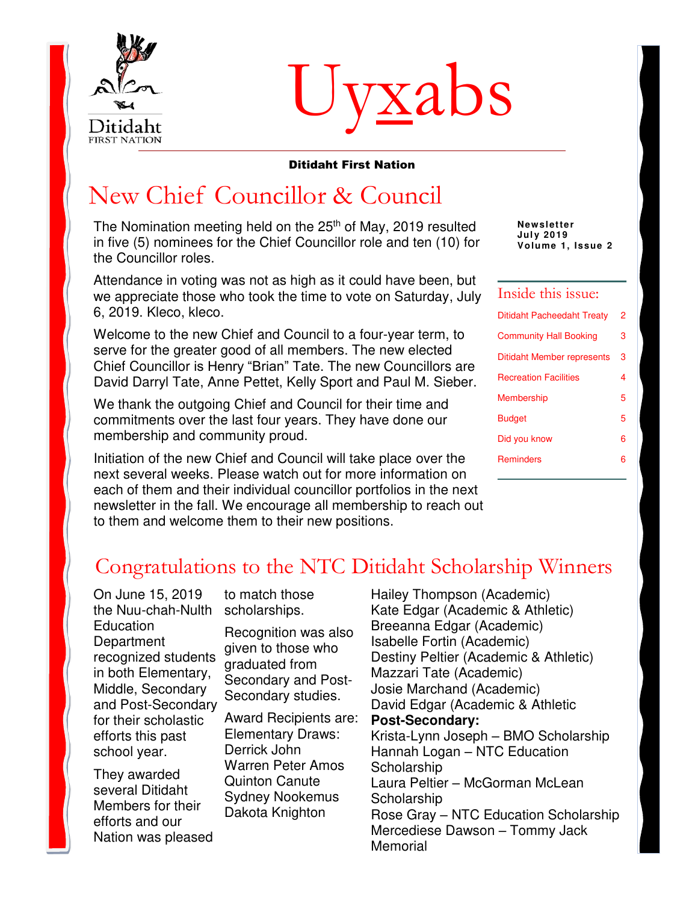# Uyxabs

**Ditidaht First Nation**

Newsletter
July 2019
Volume 1, Issue 2

## New Chief Councillor & Council

The Nomination meeting held on the 25th of May, 2019 resulted in five (5) nominees for the Chief Councillor role and ten (10) for the Councillor roles.

Attendance in voting was not as high as it could have been, but we appreciate those who took the time to vote on Saturday, July 6, 2019. Kleco, kleco.

Welcome to the new Chief and Council to a four-year term, to serve for the greater good of all members. The new elected Chief Councillor is Henry "Brian" Tate. The new Councillors are David Darryl Tate, Anne Pettet, Kelly Sport and Paul M. Sieber.

We thank the outgoing Chief and Council for their time and commitments over the last four years. They have done our membership and community proud.

Initiation of the new Chief and Council will take place over the next several weeks. Please watch out for more information on each of them and their individual councillor portfolios in the next newsletter in the fall. We encourage all membership to reach out to them and welcome them to their new positions.

### Inside this issue:

| | |
|---|---|
| Ditidaht Pacheedaht Treaty | 2 |
| Community Hall Booking | 3 |
| Ditidaht Member represents | 3 |
| Recreation Facilities | 4 |
| Membership | 5 |
| Budget | 5 |
| Did you know | 6 |
| Reminders | 6 |

## Congratulations to the NTC Ditidaht Scholarship Winners

On June 15, 2019 the Nuu-chah-Nulth Education Department recognized students in both Elementary, Middle, Secondary and Post-Secondary for their scholastic efforts this past school year.

They awarded several Ditidaht Members for their efforts and our Nation was pleased to match those scholarships.

Recognition was also given to those who graduated from Secondary and Post-Secondary studies.

Award Recipients are:
Elementary Draws:
Derrick John
Warren Peter Amos
Quinton Canute
Sydney Nookemus
Dakota Knighton
Hailey Thompson (Academic)
Kate Edgar (Academic & Athletic)
Breeanna Edgar (Academic)
Isabelle Fortin (Academic)
Destiny Peltier (Academic & Athletic)
Mazzari Tate (Academic)
Josie Marchand (Academic)
David Edgar (Academic & Athletic

**Post-Secondary:**
Krista-Lynn Joseph – BMO Scholarship
Hannah Logan – NTC Education Scholarship
Laura Peltier – McGorman McLean Scholarship
Rose Gray – NTC Education Scholarship
Merced­iese Dawson – Tommy Jack Memorial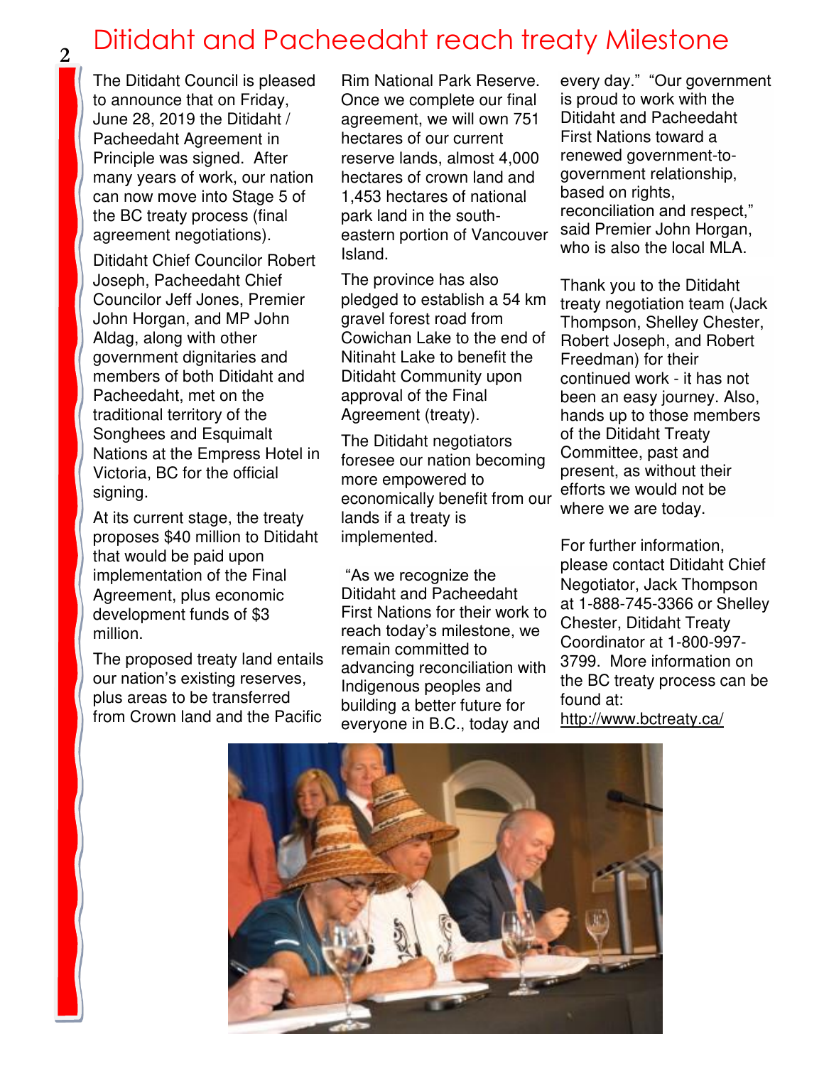# Ditidaht and Pacheedaht reach treaty Milestone

The Ditidaht Council is pleased to announce that on Friday, June 28, 2019 the Ditidaht / Pacheedaht Agreement in Principle was signed. After many years of work, our nation can now move into Stage 5 of the BC treaty process (final agreement negotiations).

Ditidaht Chief Councilor Robert Joseph, Pacheedaht Chief Councilor Jeff Jones, Premier John Horgan, and MP John Aldag, along with other government dignitaries and members of both Ditidaht and Pacheedaht, met on the traditional territory of the Songhees and Esquimalt Nations at the Empress Hotel in Victoria, BC for the official signing.

At its current stage, the treaty proposes $40 million to Ditidaht that would be paid upon implementation of the Final Agreement, plus economic development funds of $3 million.

The proposed treaty land entails our nation's existing reserves, plus areas to be transferred from Crown land and the Pacific Rim National Park Reserve. Once we complete our final agreement, we will own 751 hectares of our current reserve lands, almost 4,000 hectares of crown land and 1,453 hectares of national park land in the south-eastern portion of Vancouver Island.

The province has also pledged to establish a 54 km gravel forest road from Cowichan Lake to the end of Nitinaht Lake to benefit the Ditidaht Community upon approval of the Final Agreement (treaty).

The Ditidaht negotiators foresee our nation becoming more empowered to economically benefit from our lands if a treaty is implemented.

"As we recognize the Ditidaht and Pacheedaht First Nations for their work to reach today's milestone, we remain committed to advancing reconciliation with Indigenous peoples and building a better future for everyone in B.C., today and every day." "Our government is proud to work with the Ditidaht and Pacheedaht First Nations toward a renewed government-to-government relationship, based on rights, reconciliation and respect," said Premier John Horgan, who is also the local MLA.

Thank you to the Ditidaht treaty negotiation team (Jack Thompson, Shelley Chester, Robert Joseph, and Robert Freedman) for their continued work - it has not been an easy journey. Also, hands up to those members of the Ditidaht Treaty Committee, past and present, as without their efforts we would not be where we are today.

For further information, please contact Ditidaht Chief Negotiator, Jack Thompson at 1-888-745-3366 or Shelley Chester, Ditidaht Treaty Coordinator at 1-800-997-3799. More information on the BC treaty process can be found at: http://www.bctreaty.ca/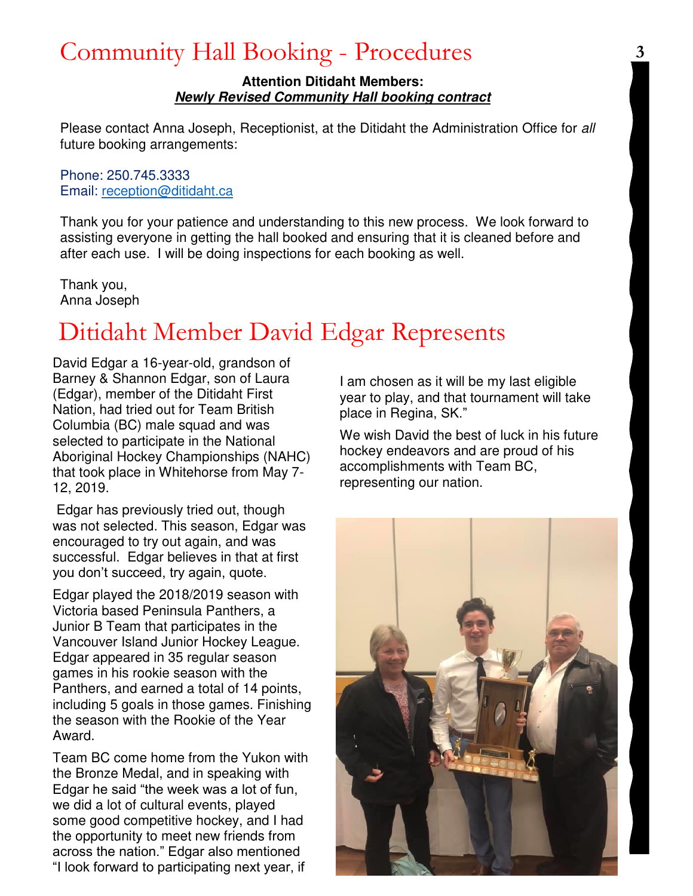# Community Hall Booking - Procedures

**Attention Ditidaht Members:**
***Newly Revised Community Hall booking contract***

Please contact Anna Joseph, Receptionist, at the Ditidaht the Administration Office for *all* future booking arrangements:

Phone: 250.745.3333
Email: reception@ditidaht.ca

Thank you for your patience and understanding to this new process. We look forward to assisting everyone in getting the hall booked and ensuring that it is cleaned before and after each use. I will be doing inspections for each booking as well.

Thank you,
Anna Joseph

# Ditidaht Member David Edgar Represents

David Edgar a 16-year-old, grandson of Barney & Shannon Edgar, son of Laura (Edgar), member of the Ditidaht First Nation, had tried out for Team British Columbia (BC) male squad and was selected to participate in the National Aboriginal Hockey Championships (NAHC) that took place in Whitehorse from May 7-12, 2019.

Edgar has previously tried out, though was not selected. This season, Edgar was encouraged to try out again, and was successful. Edgar believes in that at first you don't succeed, try again, quote.

Edgar played the 2018/2019 season with Victoria based Peninsula Panthers, a Junior B Team that participates in the Vancouver Island Junior Hockey League. Edgar appeared in 35 regular season games in his rookie season with the Panthers, and earned a total of 14 points, including 5 goals in those games. Finishing the season with the Rookie of the Year Award.

Team BC come home from the Yukon with the Bronze Medal, and in speaking with Edgar he said "the week was a lot of fun, we did a lot of cultural events, played some good competitive hockey, and I had the opportunity to meet new friends from across the nation." Edgar also mentioned "I look forward to participating next year, if I am chosen as it will be my last eligible year to play, and that tournament will take place in Regina, SK."

We wish David the best of luck in his future hockey endeavors and are proud of his accomplishments with Team BC, representing our nation.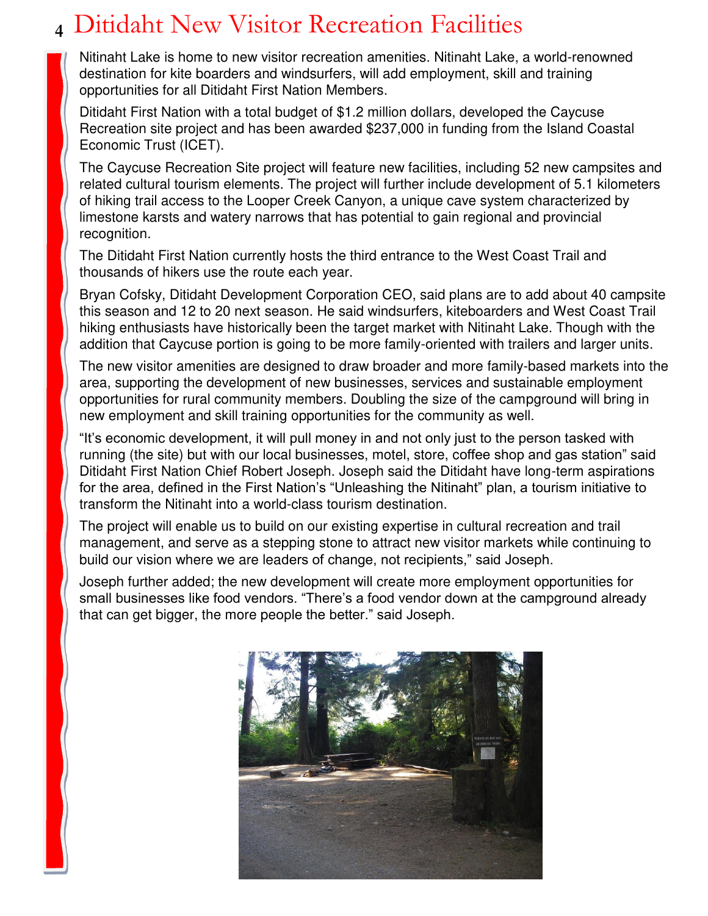# Ditidaht New Visitor Recreation Facilities

Nitinaht Lake is home to new visitor recreation amenities. Nitinaht Lake, a world-renowned destination for kite boarders and windsurfers, will add employment, skill and training opportunities for all Ditidaht First Nation Members.

Ditidaht First Nation with a total budget of $1.2 million dollars, developed the Caycuse Recreation site project and has been awarded $237,000 in funding from the Island Coastal Economic Trust (ICET).

The Caycuse Recreation Site project will feature new facilities, including 52 new campsites and related cultural tourism elements. The project will further include development of 5.1 kilometers of hiking trail access to the Looper Creek Canyon, a unique cave system characterized by limestone karsts and watery narrows that has potential to gain regional and provincial recognition.

The Ditidaht First Nation currently hosts the third entrance to the West Coast Trail and thousands of hikers use the route each year.

Bryan Cofsky, Ditidaht Development Corporation CEO, said plans are to add about 40 campsite this season and 12 to 20 next season. He said windsurfers, kiteboarders and West Coast Trail hiking enthusiasts have historically been the target market with Nitinaht Lake. Though with the addition that Caycuse portion is going to be more family-oriented with trailers and larger units.

The new visitor amenities are designed to draw broader and more family-based markets into the area, supporting the development of new businesses, services and sustainable employment opportunities for rural community members. Doubling the size of the campground will bring in new employment and skill training opportunities for the community as well.

"It's economic development, it will pull money in and not only just to the person tasked with running (the site) but with our local businesses, motel, store, coffee shop and gas station" said Ditidaht First Nation Chief Robert Joseph. Joseph said the Ditidaht have long-term aspirations for the area, defined in the First Nation's "Unleashing the Nitinaht" plan, a tourism initiative to transform the Nitinaht into a world-class tourism destination.

The project will enable us to build on our existing expertise in cultural recreation and trail management, and serve as a stepping stone to attract new visitor markets while continuing to build our vision where we are leaders of change, not recipients," said Joseph.

Joseph further added; the new development will create more employment opportunities for small businesses like food vendors. "There's a food vendor down at the campground already that can get bigger, the more people the better." said Joseph.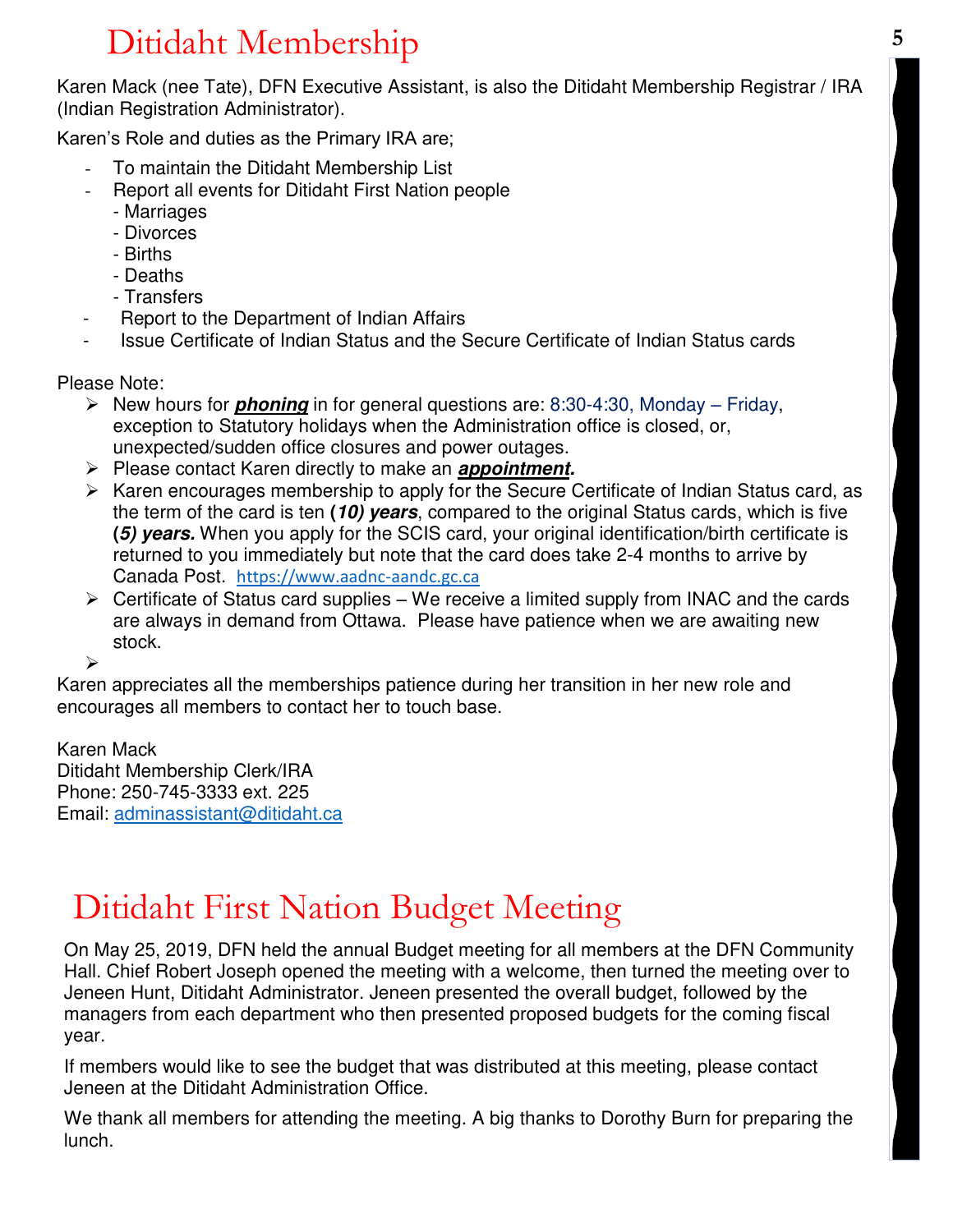# Ditidaht Membership

Karen Mack (nee Tate), DFN Executive Assistant, is also the Ditidaht Membership Registrar / IRA (Indian Registration Administrator).

Karen's Role and duties as the Primary IRA are;

- To maintain the Ditidaht Membership List
- Report all events for Ditidaht First Nation people
  - Marriages
  - Divorces
  - Births
  - Deaths
  - Transfers
- Report to the Department of Indian Affairs
- Issue Certificate of Indian Status and the Secure Certificate of Indian Status cards

Please Note:

- New hours for ***phoning*** in for general questions are: 8:30-4:30, Monday – Friday, exception to Statutory holidays when the Administration office is closed, or, unexpected/sudden office closures and power outages.
- Please contact Karen directly to make an ***appointment*.**
- Karen encourages membership to apply for the Secure Certificate of Indian Status card, as the term of the card is ten **(*10) years***, compared to the original Status cards, which is five **(*5) years.*** When you apply for the SCIS card, your original identification/birth certificate is returned to you immediately but note that the card does take 2-4 months to arrive by Canada Post. https://www.aadnc-aandc.gc.ca
- Certificate of Status card supplies – We receive a limited supply from INAC and the cards are always in demand from Ottawa. Please have patience when we are awaiting new stock.

Karen appreciates all the memberships patience during her transition in her new role and encourages all members to contact her to touch base.

Karen Mack
Ditidaht Membership Clerk/IRA
Phone: 250-745-3333 ext. 225
Email: adminassistant@ditidaht.ca

# Ditidaht First Nation Budget Meeting

On May 25, 2019, DFN held the annual Budget meeting for all members at the DFN Community Hall. Chief Robert Joseph opened the meeting with a welcome, then turned the meeting over to Jeneen Hunt, Ditidaht Administrator. Jeneen presented the overall budget, followed by the managers from each department who then presented proposed budgets for the coming fiscal year.

If members would like to see the budget that was distributed at this meeting, please contact Jeneen at the Ditidaht Administration Office.

We thank all members for attending the meeting. A big thanks to Dorothy Burn for preparing the lunch.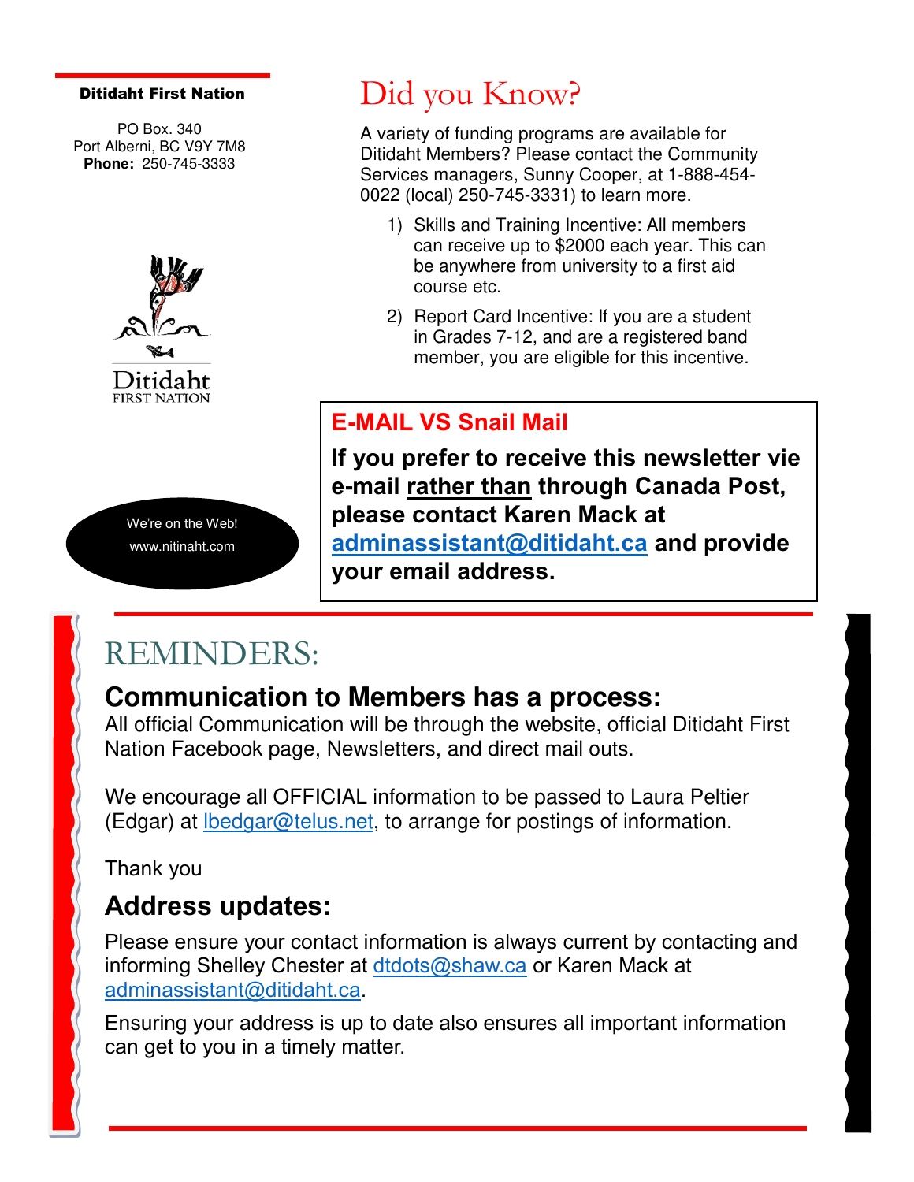**Ditidaht First Nation**

PO Box. 340
Port Alberni, BC V9Y 7M8
**Phone:** 250-745-3333

Ditidaht
FIRST NATION

We're on the Web!
www.nitinaht.com

# Did you Know?

A variety of funding programs are available for Ditidaht Members? Please contact the Community Services managers, Sunny Cooper, at 1-888-454-0022 (local) 250-745-3331) to learn more.

1) Skills and Training Incentive: All members can receive up to $2000 each year. This can be anywhere from university to a first aid course etc.
2) Report Card Incentive: If you are a student in Grades 7-12, and are a registered band member, you are eligible for this incentive.

## E-MAIL VS Snail Mail

**If you prefer to receive this newsletter vie e-mail rather than through Canada Post, please contact Karen Mack at adminassistant@ditidaht.ca and provide your email address.**

# REMINDERS:

## Communication to Members has a process:

All official Communication will be through the website, official Ditidaht First Nation Facebook page, Newsletters, and direct mail outs.

We encourage all OFFICIAL information to be passed to Laura Peltier (Edgar) at lbedgar@telus.net, to arrange for postings of information.

Thank you

## Address updates:

Please ensure your contact information is always current by contacting and informing Shelley Chester at dtdots@shaw.ca or Karen Mack at adminassistant@ditidaht.ca.

Ensuring your address is up to date also ensures all important information can get to you in a timely matter.